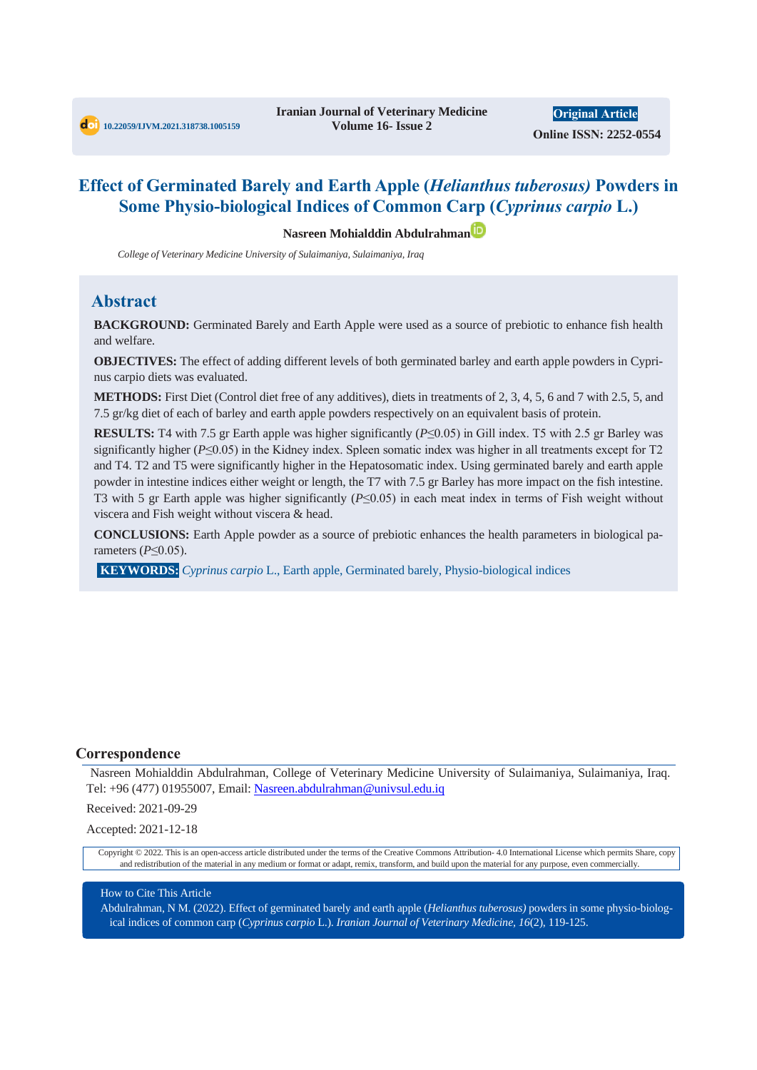DOI: 10.22059/IJVM.2021.318738.1005159

Iranian Journal of Veterinary Medicine
Volume 16- Issue 2

**Original Article**
**Online ISSN: 2252-0554**

# Effect of Germinated Barely and Earth Apple (*Helianthus tuberosus)* Powders in Some Physio-biological Indices of Common Carp (*Cyprinus carpio* L.)

**Nasreen Mohialddin Abdulrahman**

*College of Veterinary Medicine University of Sulaimaniya, Sulaimaniya, Iraq*

## Abstract

**BACKGROUND:** Germinated Barely and Earth Apple were used as a source of prebiotic to enhance fish health and welfare.

**OBJECTIVES:** The effect of adding different levels of both germinated barley and earth apple powders in Cyprinus carpio diets was evaluated.

**METHODS:** First Diet (Control diet free of any additives), diets in treatments of 2, 3, 4, 5, 6 and 7 with 2.5, 5, and 7.5 gr/kg diet of each of barley and earth apple powders respectively on an equivalent basis of protein.

**RESULTS:** T4 with 7.5 gr Earth apple was higher significantly ($P≤0.05$) in Gill index. T5 with 2.5 gr Barley was significantly higher ($P≤0.05$) in the Kidney index. Spleen somatic index was higher in all treatments except for T2 and T4. T2 and T5 were significantly higher in the Hepatosomatic index. Using germinated barely and earth apple powder in intestine indices either weight or length, the T7 with 7.5 gr Barley has more impact on the fish intestine. T3 with 5 gr Earth apple was higher significantly ($P≤0.05$) in each meat index in terms of Fish weight without viscera and Fish weight without viscera & head.

**CONCLUSIONS:** Earth Apple powder as a source of prebiotic enhances the health parameters in biological parameters ($P≤0.05$).

**KEYWORDS:** *Cyprinus carpio* L., Earth apple, Germinated barely, Physio-biological indices

## Correspondence

Nasreen Mohialddin Abdulrahman, College of Veterinary Medicine University of Sulaimaniya, Sulaimaniya, Iraq. Tel: +96 (477) 01955007, Email: Nasreen.abdulrahman@univsul.edu.iq

Received: 2021-09-29

Accepted: 2021-12-18

Copyright © 2022. This is an open-access article distributed under the terms of the Creative Commons Attribution- 4.0 International License which permits Share, copy and redistribution of the material in any medium or format or adapt, remix, transform, and build upon the material for any purpose, even commercially.

How to Cite This Article

Abdulrahman, N M. (2022). Effect of germinated barely and earth apple (*Helianthus tuberosus)* powders in some physio-biological indices of common carp (*Cyprinus carpio* L.). *Iranian Journal of Veterinary Medicine, 16*(2), 119-125.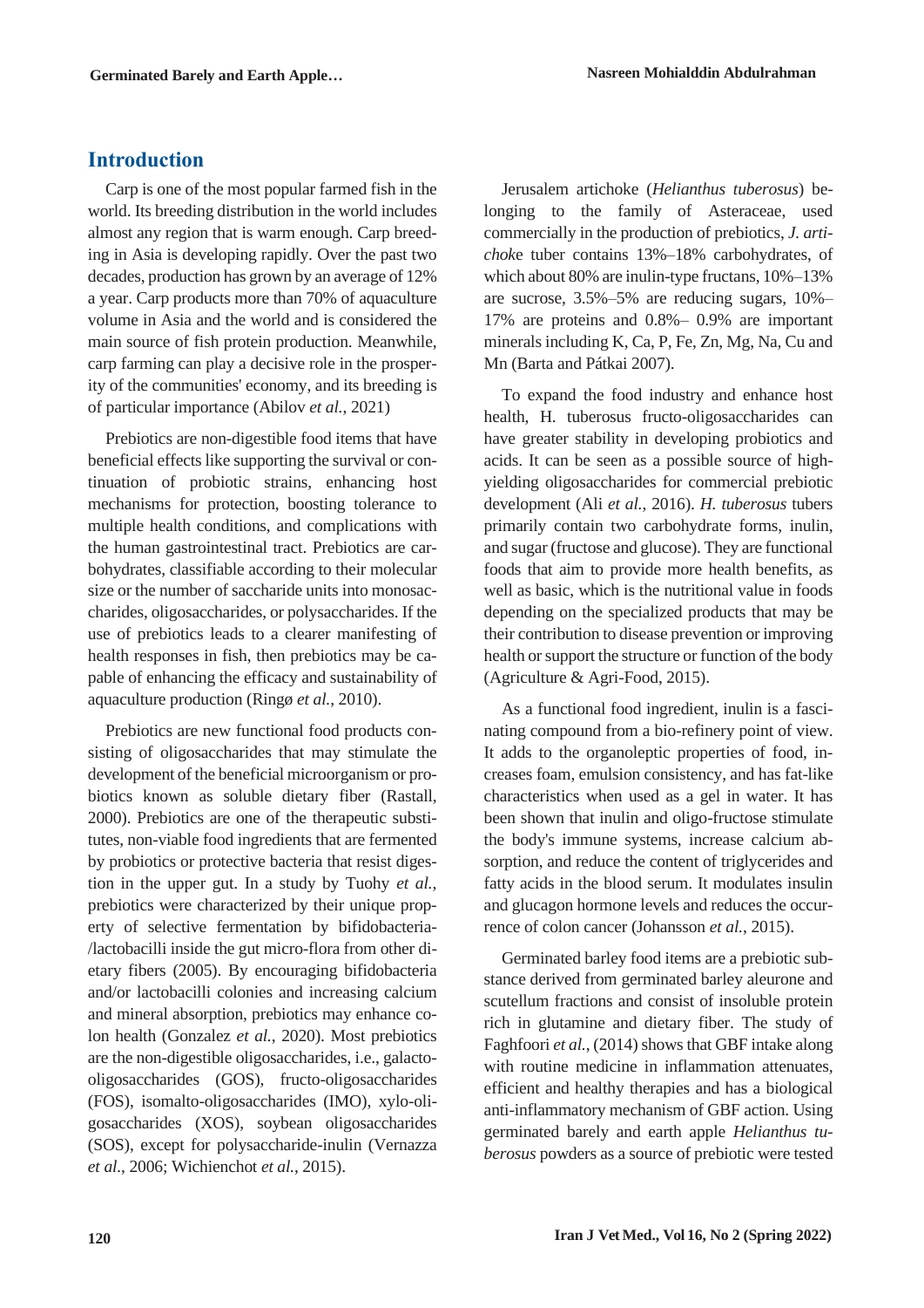## Introduction

Carp is one of the most popular farmed fish in the world. Its breeding distribution in the world includes almost any region that is warm enough. Carp breeding in Asia is developing rapidly. Over the past two decades, production has grown by an average of 12% a year. Carp products more than 70% of aquaculture volume in Asia and the world and is considered the main source of fish protein production. Meanwhile, carp farming can play a decisive role in the prosperity of the communities' economy, and its breeding is of particular importance (Abilov *et al.*, 2021)

Prebiotics are non-digestible food items that have beneficial effects like supporting the survival or continuation of probiotic strains, enhancing host mechanisms for protection, boosting tolerance to multiple health conditions, and complications with the human gastrointestinal tract. Prebiotics are carbohydrates, classifiable according to their molecular size or the number of saccharide units into monosaccharides, oligosaccharides, or polysaccharides. If the use of prebiotics leads to a clearer manifesting of health responses in fish, then prebiotics may be capable of enhancing the efficacy and sustainability of aquaculture production (Ringø *et al.*, 2010).

Prebiotics are new functional food products consisting of oligosaccharides that may stimulate the development of the beneficial microorganism or probiotics known as soluble dietary fiber (Rastall, 2000). Prebiotics are one of the therapeutic substitutes, non-viable food ingredients that are fermented by probiotics or protective bacteria that resist digestion in the upper gut. In a study by Tuohy *et al.*, prebiotics were characterized by their unique property of selective fermentation by bifidobacteria-/lactobacilli inside the gut micro-flora from other dietary fibers (2005). By encouraging bifidobacteria and/or lactobacilli colonies and increasing calcium and mineral absorption, prebiotics may enhance colon health (Gonzalez *et al.*, 2020). Most prebiotics are the non-digestible oligosaccharides, i.e., galacto-oligosaccharides (GOS), fructo-oligosaccharides (FOS), isomalto-oligosaccharides (IMO), xylo-oligosaccharides (XOS), soybean oligosaccharides (SOS), except for polysaccharide-inulin (Vernazza *et al.*, 2006; Wichienchot *et al.*, 2015).

Jerusalem artichoke (*Helianthus tuberosus*) belonging to the family of Asteraceae, used commercially in the production of prebiotics, *J. artichoke* tuber contains 13%–18% carbohydrates, of which about 80% are inulin-type fructans, 10%–13% are sucrose, 3.5%–5% are reducing sugars, 10%–17% are proteins and 0.8%– 0.9% are important minerals including K, Ca, P, Fe, Zn, Mg, Na, Cu and Mn (Barta and Pátkai 2007).

To expand the food industry and enhance host health, H. tuberosus fructo-oligosaccharides can have greater stability in developing probiotics and acids. It can be seen as a possible source of high-yielding oligosaccharides for commercial prebiotic development (Ali *et al.*, 2016). *H. tuberosus* tubers primarily contain two carbohydrate forms, inulin, and sugar (fructose and glucose). They are functional foods that aim to provide more health benefits, as well as basic, which is the nutritional value in foods depending on the specialized products that may be their contribution to disease prevention or improving health or support the structure or function of the body (Agriculture & Agri-Food, 2015).

As a functional food ingredient, inulin is a fascinating compound from a bio-refinery point of view. It adds to the organoleptic properties of food, increases foam, emulsion consistency, and has fat-like characteristics when used as a gel in water. It has been shown that inulin and oligo-fructose stimulate the body's immune systems, increase calcium absorption, and reduce the content of triglycerides and fatty acids in the blood serum. It modulates insulin and glucagon hormone levels and reduces the occurrence of colon cancer (Johansson *et al.*, 2015).

Germinated barley food items are a prebiotic substance derived from germinated barley aleurone and scutellum fractions and consist of insoluble protein rich in glutamine and dietary fiber. The study of Faghfoori *et al.*, (2014) shows that GBF intake along with routine medicine in inflammation attenuates, efficient and healthy therapies and has a biological anti-inflammatory mechanism of GBF action. Using germinated barely and earth apple *Helianthus tuberosus* powders as a source of prebiotic were tested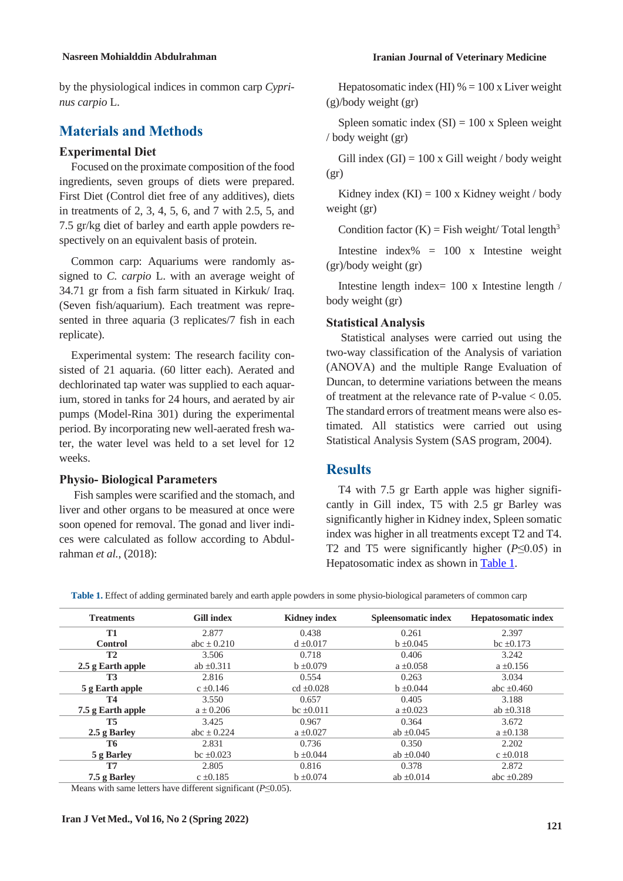by the physiological indices in common carp *Cyprinus carpio* L.

## Materials and Methods

### Experimental Diet

Focused on the proximate composition of the food ingredients, seven groups of diets were prepared. First Diet (Control diet free of any additives), diets in treatments of 2, 3, 4, 5, 6, and 7 with 2.5, 5, and 7.5 gr/kg diet of barley and earth apple powders respectively on an equivalent basis of protein.

Common carp: Aquariums were randomly assigned to *C. carpio* L. with an average weight of 34.71 gr from a fish farm situated in Kirkuk/ Iraq. (Seven fish/aquarium). Each treatment was represented in three aquaria (3 replicates/7 fish in each replicate).

Experimental system: The research facility consisted of 21 aquaria. (60 litter each). Aerated and dechlorinated tap water was supplied to each aquarium, stored in tanks for 24 hours, and aerated by air pumps (Model-Rina 301) during the experimental period. By incorporating new well-aerated fresh water, the water level was held to a set level for 12 weeks.

### Physio- Biological Parameters

Fish samples were scarified and the stomach, and liver and other organs to be measured at once were soon opened for removal. The gonad and liver indices were calculated as follow according to Abdulrahman *et al.*, (2018):

Hepatosomatic index (HI) % = 100 x Liver weight (g)/body weight (gr)

Spleen somatic index (SI) = 100 x Spleen weight / body weight (gr)

Gill index (GI) = 100 x Gill weight / body weight (gr)

Kidney index (KI) = 100 x Kidney weight / body weight (gr)

Condition factor (K) = Fish weight/ Total length$^3$

Intestine index% = 100 x Intestine weight (gr)/body weight (gr)

Intestine length index= 100 x Intestine length / body weight (gr)

### Statistical Analysis

Statistical analyses were carried out using the two-way classification of the Analysis of variation (ANOVA) and the multiple Range Evaluation of Duncan, to determine variations between the means of treatment at the relevance rate of P-value < 0.05. The standard errors of treatment means were also estimated. All statistics were carried out using Statistical Analysis System (SAS program, 2004).

## Results

T4 with 7.5 gr Earth apple was higher significantly in Gill index, T5 with 2.5 gr Barley was significantly higher in Kidney index, Spleen somatic index was higher in all treatments except T2 and T4. T2 and T5 were significantly higher ($P \leq 0.05$) in Hepatosomatic index as shown in Table 1.

**Table 1.** Effect of adding germinated barely and earth apple powders in some physio-biological parameters of common carp

| Treatments | Gill index | Kidney index | Spleensomatic index | Hepatosomatic index |
|---|---|---|---|---|
| **T1 Control** | 2.877 abc ± 0.210 | 0.438 d ±0.017 | 0.261 b ±0.045 | 2.397 bc ±0.173 |
| **T2 2.5 g Earth apple** | 3.506 ab ±0.311 | 0.718 b ±0.079 | 0.406 a ±0.058 | 3.242 a ±0.156 |
| **T3 5 g Earth apple** | 2.816 c ±0.146 | 0.554 cd ±0.028 | 0.263 b ±0.044 | 3.034 abc ±0.460 |
| **T4 7.5 g Earth apple** | 3.550 a ± 0.206 | 0.657 bc ±0.011 | 0.405 a ±0.023 | 3.188 ab ±0.318 |
| **T5 2.5 g Barley** | 3.425 abc ± 0.224 | 0.967 a ±0.027 | 0.364 ab ±0.045 | 3.672 a ±0.138 |
| **T6 5 g Barley** | 2.831 bc ±0.023 | 0.736 b ±0.044 | 0.350 ab ±0.040 | 2.202 c ±0.018 |
| **T7 7.5 g Barley** | 2.805 c ±0.185 | 0.816 b ±0.074 | 0.378 ab ±0.014 | 2.872 abc ±0.289 |

Means with same letters have different significant ($P \leq 0.05$).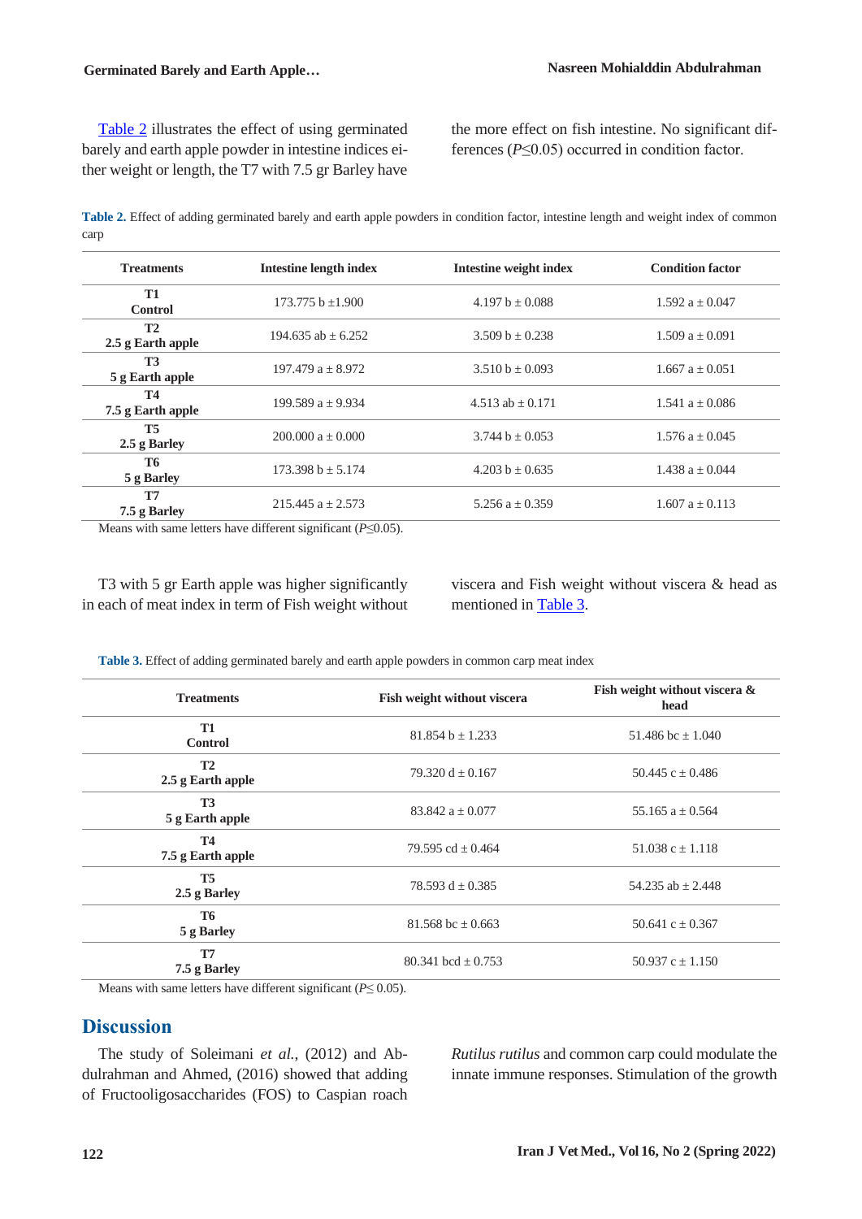Table 2 illustrates the effect of using germinated barely and earth apple powder in intestine indices either weight or length, the T7 with 7.5 gr Barley have the more effect on fish intestine. No significant differences ($P \leq 0.05$) occurred in condition factor.

**Table 2.** Effect of adding germinated barely and earth apple powders in condition factor, intestine length and weight index of common carp

| Treatments | Intestine length index | Intestine weight index | Condition factor |
|---|---|---|---|
| **T1** **Control** | 173.775 b ±1.900 | 4.197 b ± 0.088 | 1.592 a ± 0.047 |
| **T2** **2.5 g Earth apple** | 194.635 ab ± 6.252 | 3.509 b ± 0.238 | 1.509 a ± 0.091 |
| **T3** **5 g Earth apple** | 197.479 a ± 8.972 | 3.510 b ± 0.093 | 1.667 a ± 0.051 |
| **T4** **7.5 g Earth apple** | 199.589 a ± 9.934 | 4.513 ab ± 0.171 | 1.541 a ± 0.086 |
| **T5** **2.5 g Barley** | 200.000 a ± 0.000 | 3.744 b ± 0.053 | 1.576 a ± 0.045 |
| **T6** **5 g Barley** | 173.398 b ± 5.174 | 4.203 b ± 0.635 | 1.438 a ± 0.044 |
| **T7** **7.5 g Barley** | 215.445 a ± 2.573 | 5.256 a ± 0.359 | 1.607 a ± 0.113 |

Means with same letters have different significant ($P \leq 0.05$).

T3 with 5 gr Earth apple was higher significantly in each of meat index in term of Fish weight without viscera and Fish weight without viscera & head as mentioned in Table 3.

**Table 3.** Effect of adding germinated barely and earth apple powders in common carp meat index

| Treatments | Fish weight without viscera | Fish weight without viscera & head |
|---|---|---|
| **T1** **Control** | 81.854 b ± 1.233 | 51.486 bc ± 1.040 |
| **T2** **2.5 g Earth apple** | 79.320 d ± 0.167 | 50.445 c ± 0.486 |
| **T3** **5 g Earth apple** | 83.842 a ± 0.077 | 55.165 a ± 0.564 |
| **T4** **7.5 g Earth apple** | 79.595 cd ± 0.464 | 51.038 c ± 1.118 |
| **T5** **2.5 g Barley** | 78.593 d ± 0.385 | 54.235 ab ± 2.448 |
| **T6** **5 g Barley** | 81.568 bc ± 0.663 | 50.641 c ± 0.367 |
| **T7** **7.5 g Barley** | 80.341 bcd ± 0.753 | 50.937 c ± 1.150 |

Means with same letters have different significant ($P \leq 0.05$).

## Discussion

The study of Soleimani *et al.*, (2012) and Abdulrahman and Ahmed, (2016) showed that adding of Fructooligosaccharides (FOS) to Caspian roach *Rutilus rutilus* and common carp could modulate the innate immune responses. Stimulation of the growth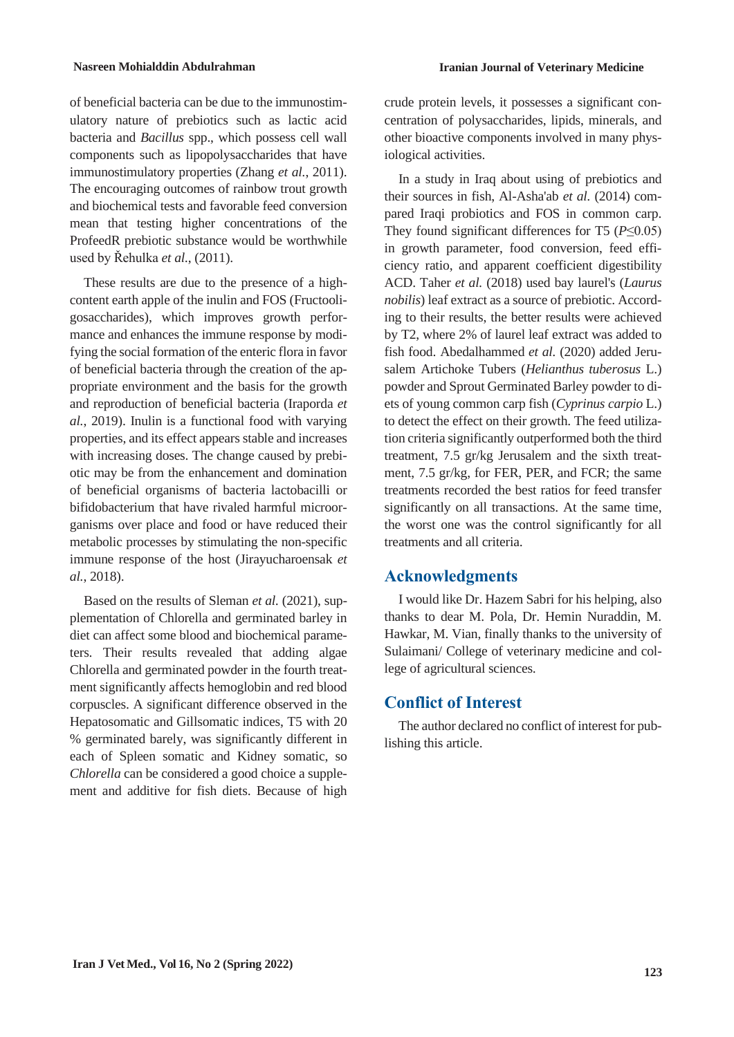of beneficial bacteria can be due to the immunostimulatory nature of prebiotics such as lactic acid bacteria and *Bacillus* spp., which possess cell wall components such as lipopolysaccharides that have immunostimulatory properties (Zhang *et al.*, 2011). The encouraging outcomes of rainbow trout growth and biochemical tests and favorable feed conversion mean that testing higher concentrations of the ProfeedR prebiotic substance would be worthwhile used by Řehulka *et al.*, (2011).

These results are due to the presence of a high-content earth apple of the inulin and FOS (Fructooligosaccharides), which improves growth performance and enhances the immune response by modifying the social formation of the enteric flora in favor of beneficial bacteria through the creation of the appropriate environment and the basis for the growth and reproduction of beneficial bacteria (Iraporda *et al.*, 2019). Inulin is a functional food with varying properties, and its effect appears stable and increases with increasing doses. The change caused by prebiotic may be from the enhancement and domination of beneficial organisms of bacteria lactobacilli or bifidobacterium that have rivaled harmful microorganisms over place and food or have reduced their metabolic processes by stimulating the non-specific immune response of the host (Jirayucharoensak *et al.*, 2018).

Based on the results of Sleman *et al.* (2021), supplementation of Chlorella and germinated barley in diet can affect some blood and biochemical parameters. Their results revealed that adding algae Chlorella and germinated powder in the fourth treatment significantly affects hemoglobin and red blood corpuscles. A significant difference observed in the Hepatosomatic and Gillsomatic indices, T5 with 20 % germinated barely, was significantly different in each of Spleen somatic and Kidney somatic, so *Chlorella* can be considered a good choice a supplement and additive for fish diets. Because of high crude protein levels, it possesses a significant concentration of polysaccharides, lipids, minerals, and other bioactive components involved in many physiological activities.

In a study in Iraq about using of prebiotics and their sources in fish, Al-Asha'ab *et al.* (2014) compared Iraqi probiotics and FOS in common carp. They found significant differences for T5 ($P \leq 0.05$) in growth parameter, food conversion, feed efficiency ratio, and apparent coefficient digestibility ACD. Taher *et al.* (2018) used bay laurel's (*Laurus nobilis*) leaf extract as a source of prebiotic. According to their results, the better results were achieved by T2, where 2% of laurel leaf extract was added to fish food. Abedalhammed *et al.* (2020) added Jerusalem Artichoke Tubers (*Helianthus tuberosus* L.) powder and Sprout Germinated Barley powder to diets of young common carp fish (*Cyprinus carpio* L.) to detect the effect on their growth. The feed utilization criteria significantly outperformed both the third treatment, 7.5 gr/kg Jerusalem and the sixth treatment, 7.5 gr/kg, for FER, PER, and FCR; the same treatments recorded the best ratios for feed transfer significantly on all transactions. At the same time, the worst one was the control significantly for all treatments and all criteria.

## Acknowledgments

I would like Dr. Hazem Sabri for his helping, also thanks to dear M. Pola, Dr. Hemin Nuraddin, M. Hawkar, M. Vian, finally thanks to the university of Sulaimani/ College of veterinary medicine and college of agricultural sciences.

## Conflict of Interest

The author declared no conflict of interest for publishing this article.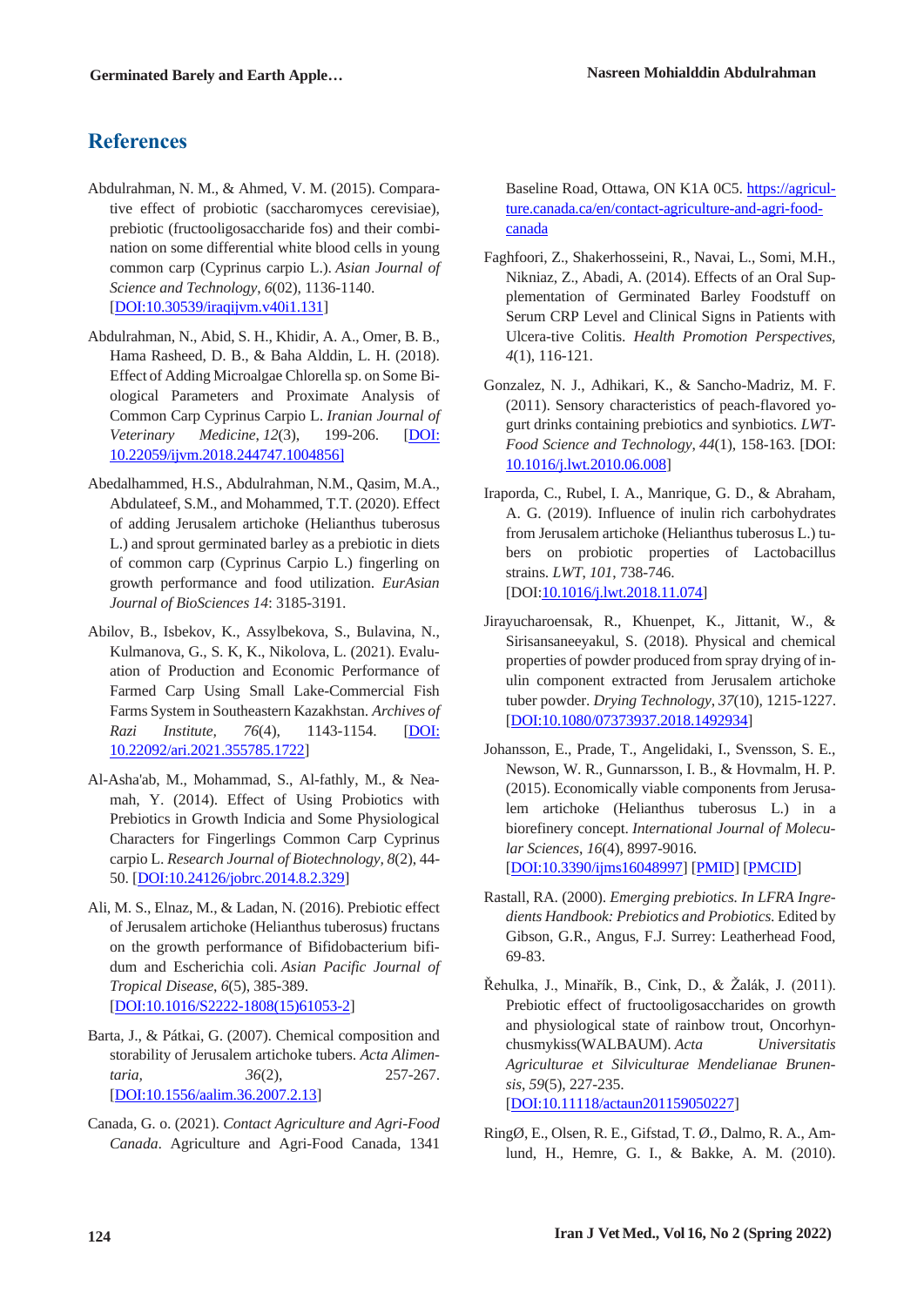## References

Abdulrahman, N. M., & Ahmed, V. M. (2015). Comparative effect of probiotic (saccharomyces cerevisiae), prebiotic (fructooligosaccharide fos) and their combination on some differential white blood cells in young common carp (Cyprinus carpio L.). *Asian Journal of Science and Technology*, *6*(02), 1136-1140. [DOI:10.30539/iraqijvm.v40i1.131]

Abdulrahman, N., Abid, S. H., Khidir, A. A., Omer, B. B., Hama Rasheed, D. B., & Baha Alddin, L. H. (2018). Effect of Adding Microalgae Chlorella sp. on Some Biological Parameters and Proximate Analysis of Common Carp Cyprinus Carpio L. *Iranian Journal of Veterinary Medicine*, *12*(3), 199-206. [DOI: 10.22059/ijvm.2018.244747.1004856]

Abedalhammed, H.S., Abdulrahman, N.M., Qasim, M.A., Abdulateef, S.M., and Mohammed, T.T. (2020). Effect of adding Jerusalem artichoke (Helianthus tuberosus L.) and sprout germinated barley as a prebiotic in diets of common carp (Cyprinus Carpio L.) fingerling on growth performance and food utilization. *EurAsian Journal of BioSciences 14*: 3185-3191.

Abilov, B., Isbekov, K., Assylbekova, S., Bulavina, N., Kulmanova, G., S. K, K., Nikolova, L. (2021). Evaluation of Production and Economic Performance of Farmed Carp Using Small Lake-Commercial Fish Farms System in Southeastern Kazakhstan. *Archives of Razi Institute*, *76*(4), 1143-1154. [DOI: 10.22092/ari.2021.355785.1722]

Al-Asha'ab, M., Mohammad, S., Al-fathly, M., & Neamah, Y. (2014). Effect of Using Probiotics with Prebiotics in Growth Indicia and Some Physiological Characters for Fingerlings Common Carp Cyprinus carpio L. *Research Journal of Biotechnology*, *8*(2), 44-50. [DOI:10.24126/jobrc.2014.8.2.329]

Ali, M. S., Elnaz, M., & Ladan, N. (2016). Prebiotic effect of Jerusalem artichoke (Helianthus tuberosus) fructans on the growth performance of Bifidobacterium bifidum and Escherichia coli. *Asian Pacific Journal of Tropical Disease*, *6*(5), 385-389. [DOI:10.1016/S2222-1808(15)61053-2]

Barta, J., & Pátkai, G. (2007). Chemical composition and storability of Jerusalem artichoke tubers. *Acta Alimentaria*, *36*(2), 257-267. [DOI:10.1556/aalim.36.2007.2.13]

Canada, G. o. (2021). *Contact Agriculture and Agri-Food Canada*. Agriculture and Agri-Food Canada, 1341 Baseline Road, Ottawa, ON K1A 0C5. https://agriculture.canada.ca/en/contact-agriculture-and-agri-food-canada

Faghfoori, Z., Shakerhosseini, R., Navai, L., Somi, M.H., Nikniaz, Z., Abadi, A. (2014). Effects of an Oral Supplementation of Germinated Barley Foodstuff on Serum CRP Level and Clinical Signs in Patients with Ulcera-tive Colitis. *Health Promotion Perspectives*, *4*(1), 116-121.

Gonzalez, N. J., Adhikari, K., & Sancho-Madriz, M. F. (2011). Sensory characteristics of peach-flavored yogurt drinks containing prebiotics and synbiotics. *LWT-Food Science and Technology*, *44*(1), 158-163. [DOI: 10.1016/j.lwt.2010.06.008]

Iraporda, C., Rubel, I. A., Manrique, G. D., & Abraham, A. G. (2019). Influence of inulin rich carbohydrates from Jerusalem artichoke (Helianthus tuberosus L.) tubers on probiotic properties of Lactobacillus strains. *LWT*, *101*, 738-746. [DOI:10.1016/j.lwt.2018.11.074]

Jirayucharoensak, R., Khuenpet, K., Jittanit, W., & Sirisansaneeyakul, S. (2018). Physical and chemical properties of powder produced from spray drying of inulin component extracted from Jerusalem artichoke tuber powder. *Drying Technology*, *37*(10), 1215-1227. [DOI:10.1080/07373937.2018.1492934]

Johansson, E., Prade, T., Angelidaki, I., Svensson, S. E., Newson, W. R., Gunnarsson, I. B., & Hovmalm, H. P. (2015). Economically viable components from Jerusalem artichoke (Helianthus tuberosus L.) in a biorefinery concept. *International Journal of Molecular Sciences*, *16*(4), 8997-9016. [DOI:10.3390/ijms16048997] [PMID] [PMCID]

Rastall, RA. (2000). *Emerging prebiotics. In LFRA Ingredients Handbook: Prebiotics and Probiotics.* Edited by Gibson, G.R., Angus, F.J. Surrey: Leatherhead Food, 69-83.

Řehulka, J., Minařík, B., Cink, D., & Žalák, J. (2011). Prebiotic effect of fructooligosaccharides on growth and physiological state of rainbow trout, Oncorhynchusmykiss(WALBAUM). *Acta Universitatis Agriculturae et Silviculturae Mendelianae Brunensis*, *59*(5), 227-235. [DOI:10.11118/actaun201159050227]

RingØ, E., Olsen, R. E., Gifstad, T. Ø., Dalmo, R. A., Amlund, H., Hemre, G. I., & Bakke, A. M. (2010).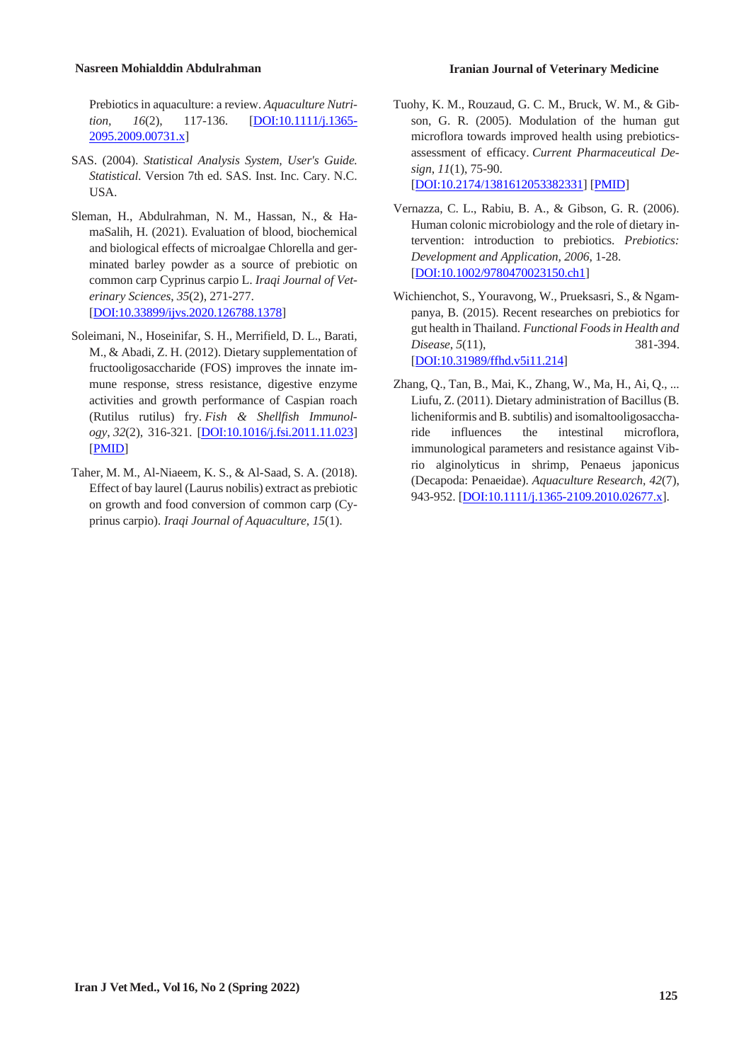Prebiotics in aquaculture: a review. *Aquaculture Nutrition*, *16*(2), 117-136. [DOI:10.1111/j.1365-2095.2009.00731.x]

SAS. (2004). *Statistical Analysis System, User's Guide. Statistical.* Version 7th ed. SAS. Inst. Inc. Cary. N.C. USA.

Sleman, H., Abdulrahman, N. M., Hassan, N., & HamaSalih, H. (2021). Evaluation of blood, biochemical and biological effects of microalgae Chlorella and germinated barley powder as a source of prebiotic on common carp Cyprinus carpio L. *Iraqi Journal of Veterinary Sciences*, *35*(2), 271-277. [DOI:10.33899/ijvs.2020.126788.1378]

Soleimani, N., Hoseinifar, S. H., Merrifield, D. L., Barati, M., & Abadi, Z. H. (2012). Dietary supplementation of fructooligosaccharide (FOS) improves the innate immune response, stress resistance, digestive enzyme activities and growth performance of Caspian roach (Rutilus rutilus) fry. *Fish & Shellfish Immunology*, *32*(2), 316-321. [DOI:10.1016/j.fsi.2011.11.023] [PMID]

Taher, M. M., Al-Niaeem, K. S., & Al-Saad, S. A. (2018). Effect of bay laurel (Laurus nobilis) extract as prebiotic on growth and food conversion of common carp (Cyprinus carpio). *Iraqi Journal of Aquaculture*, *15*(1).

Tuohy, K. M., Rouzaud, G. C. M., Bruck, W. M., & Gibson, G. R. (2005). Modulation of the human gut microflora towards improved health using prebiotics-assessment of efficacy. *Current Pharmaceutical Design*, *11*(1), 75-90. [DOI:10.2174/1381612053382331] [PMID]

Vernazza, C. L., Rabiu, B. A., & Gibson, G. R. (2006). Human colonic microbiology and the role of dietary intervention: introduction to prebiotics. *Prebiotics: Development and Application, 2006*, 1-28. [DOI:10.1002/9780470023150.ch1]

Wichienchot, S., Youravong, W., Prueksasri, S., & Ngampanya, B. (2015). Recent researches on prebiotics for gut health in Thailand. *Functional Foods in Health and Disease*, *5*(11), 381-394. [DOI:10.31989/ffhd.v5i11.214]

Zhang, Q., Tan, B., Mai, K., Zhang, W., Ma, H., Ai, Q., ... Liufu, Z. (2011). Dietary administration of Bacillus (B. licheniformis and B. subtilis) and isomaltooligosaccharide influences the intestinal microflora, immunological parameters and resistance against Vibrio alginolyticus in shrimp, Penaeus japonicus (Decapoda: Penaeidae). *Aquaculture Research*, *42*(7), 943-952. [DOI:10.1111/j.1365-2109.2010.02677.x].